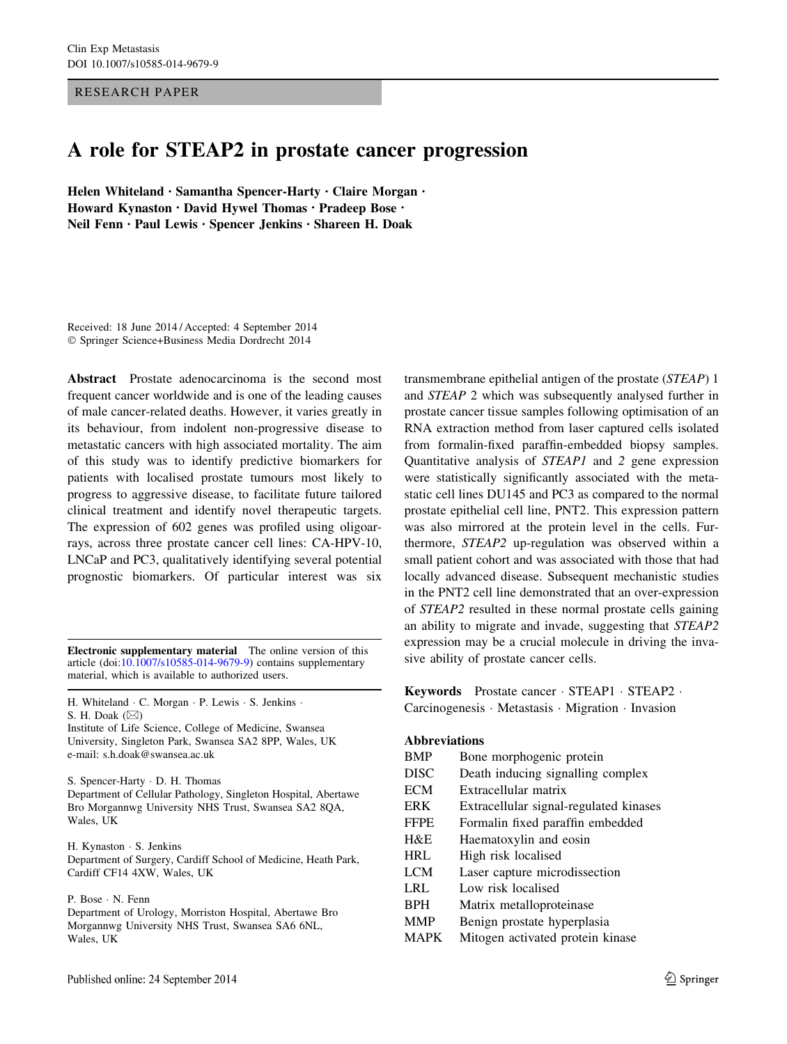RESEARCH PAPER

# A role for STEAP2 in prostate cancer progression

**Helen Whiteland · Samantha Spencer-Harty · Claire Morgan · Howard Kynaston · David Hywel Thomas · Pradeep Bose · Neil Fenn · Paul Lewis · Spencer Jenkins · Shareen H. Doak**

Received: 18 June 2014 / Accepted: 4 September 2014
© Springer Science+Business Media Dordrecht 2014

**Abstract** Prostate adenocarcinoma is the second most frequent cancer worldwide and is one of the leading causes of male cancer-related deaths. However, it varies greatly in its behaviour, from indolent non-progressive disease to metastatic cancers with high associated mortality. The aim of this study was to identify predictive biomarkers for patients with localised prostate tumours most likely to progress to aggressive disease, to facilitate future tailored clinical treatment and identify novel therapeutic targets. The expression of 602 genes was profiled using oligoarrays, across three prostate cancer cell lines: CA-HPV-10, LNCaP and PC3, qualitatively identifying several potential prognostic biomarkers. Of particular interest was six transmembrane epithelial antigen of the prostate (*STEAP*) 1 and *STEAP* 2 which was subsequently analysed further in prostate cancer tissue samples following optimisation of an RNA extraction method from laser captured cells isolated from formalin-fixed paraffin-embedded biopsy samples. Quantitative analysis of *STEAP1* and *2* gene expression were statistically significantly associated with the metastatic cell lines DU145 and PC3 as compared to the normal prostate epithelial cell line, PNT2. This expression pattern was also mirrored at the protein level in the cells. Furthermore, *STEAP2* up-regulation was observed within a small patient cohort and was associated with those that had locally advanced disease. Subsequent mechanistic studies in the PNT2 cell line demonstrated that an over-expression of *STEAP2* resulted in these normal prostate cells gaining an ability to migrate and invade, suggesting that *STEAP2* expression may be a crucial molecule in driving the invasive ability of prostate cancer cells.

**Keywords** Prostate cancer · STEAP1 · STEAP2 · Carcinogenesis · Metastasis · Migration · Invasion

**Abbreviations**

| | |
|---|---|
| BMP | Bone morphogenic protein |
| DISC | Death inducing signalling complex |
| ECM | Extracellular matrix |
| ERK | Extracellular signal-regulated kinases |
| FFPE | Formalin fixed paraffin embedded |
| H&E | Haematoxylin and eosin |
| HRL | High risk localised |
| LCM | Laser capture microdissection |
| LRL | Low risk localised |
| BPH | Matrix metalloproteinase |
| MMP | Benign prostate hyperplasia |
| MAPK | Mitogen activated protein kinase |

**Electronic supplementary material** The online version of this article (doi:10.1007/s10585-014-9679-9) contains supplementary material, which is available to authorized users.

H. Whiteland · C. Morgan · P. Lewis · S. Jenkins · S. H. Doak (✉)
Institute of Life Science, College of Medicine, Swansea University, Singleton Park, Swansea SA2 8PP, Wales, UK
e-mail: s.h.doak@swansea.ac.uk

S. Spencer-Harty · D. H. Thomas
Department of Cellular Pathology, Singleton Hospital, Abertawe Bro Morgannwg University NHS Trust, Swansea SA2 8QA, Wales, UK

H. Kynaston · S. Jenkins
Department of Surgery, Cardiff School of Medicine, Heath Park, Cardiff CF14 4XW, Wales, UK

P. Bose · N. Fenn
Department of Urology, Morriston Hospital, Abertawe Bro Morgannwg University NHS Trust, Swansea SA6 6NL, Wales, UK

Published online: 24 September 2014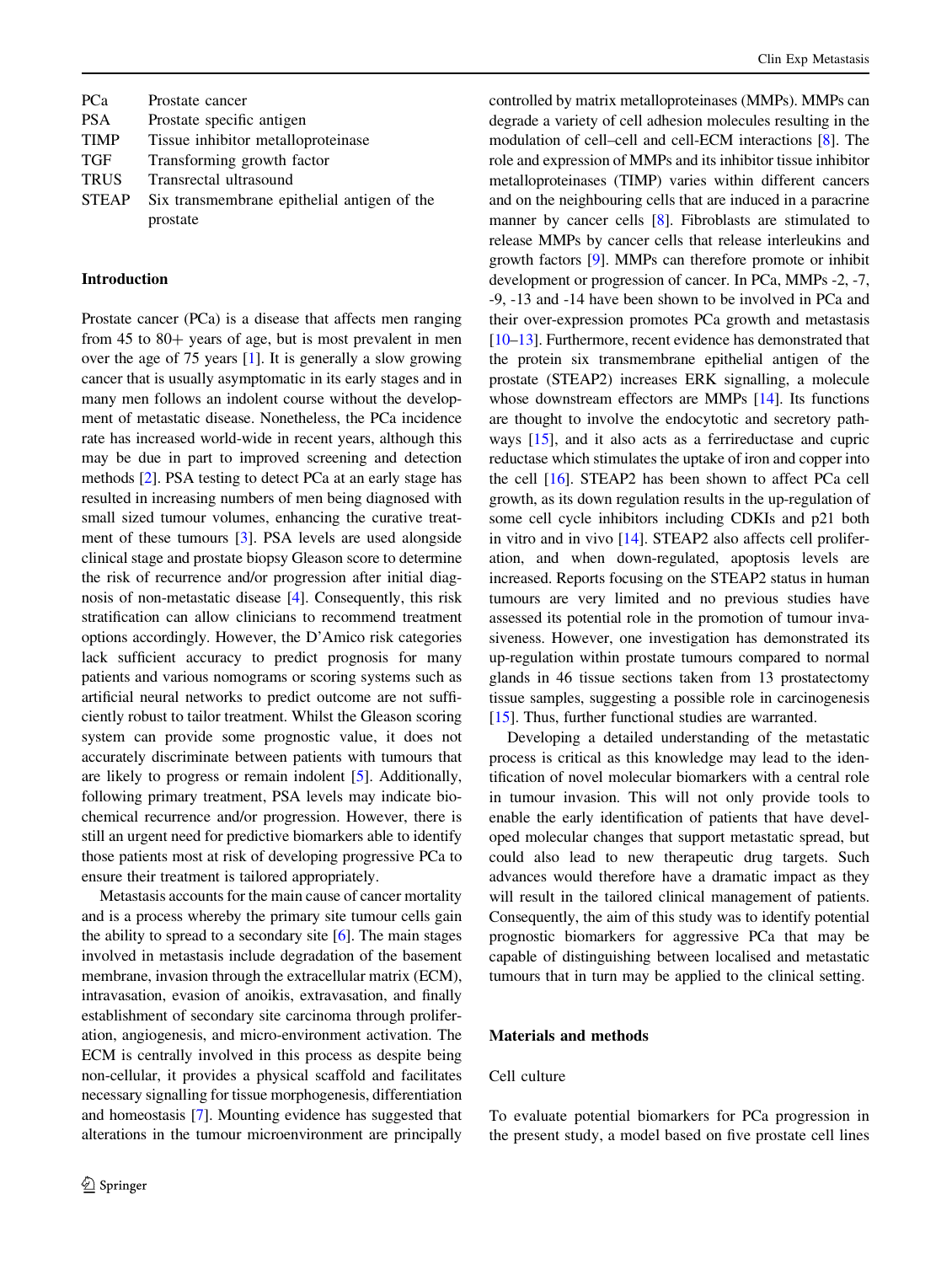| | |
|---|---|
| PCa | Prostate cancer |
| PSA | Prostate specific antigen |
| TIMP | Tissue inhibitor metalloproteinase |
| TGF | Transforming growth factor |
| TRUS | Transrectal ultrasound |
| STEAP | Six transmembrane epithelial antigen of the prostate |

## Introduction

Prostate cancer (PCa) is a disease that affects men ranging from 45 to 80+ years of age, but is most prevalent in men over the age of 75 years [1]. It is generally a slow growing cancer that is usually asymptomatic in its early stages and in many men follows an indolent course without the development of metastatic disease. Nonetheless, the PCa incidence rate has increased world-wide in recent years, although this may be due in part to improved screening and detection methods [2]. PSA testing to detect PCa at an early stage has resulted in increasing numbers of men being diagnosed with small sized tumour volumes, enhancing the curative treatment of these tumours [3]. PSA levels are used alongside clinical stage and prostate biopsy Gleason score to determine the risk of recurrence and/or progression after initial diagnosis of non-metastatic disease [4]. Consequently, this risk stratification can allow clinicians to recommend treatment options accordingly. However, the D'Amico risk categories lack sufficient accuracy to predict prognosis for many patients and various nomograms or scoring systems such as artificial neural networks to predict outcome are not sufficiently robust to tailor treatment. Whilst the Gleason scoring system can provide some prognostic value, it does not accurately discriminate between patients with tumours that are likely to progress or remain indolent [5]. Additionally, following primary treatment, PSA levels may indicate biochemical recurrence and/or progression. However, there is still an urgent need for predictive biomarkers able to identify those patients most at risk of developing progressive PCa to ensure their treatment is tailored appropriately.

Metastasis accounts for the main cause of cancer mortality and is a process whereby the primary site tumour cells gain the ability to spread to a secondary site [6]. The main stages involved in metastasis include degradation of the basement membrane, invasion through the extracellular matrix (ECM), intravasation, evasion of anoikis, extravasation, and finally establishment of secondary site carcinoma through proliferation, angiogenesis, and micro-environment activation. The ECM is centrally involved in this process as despite being non-cellular, it provides a physical scaffold and facilitates necessary signalling for tissue morphogenesis, differentiation and homeostasis [7]. Mounting evidence has suggested that alterations in the tumour microenvironment are principally controlled by matrix metalloproteinases (MMPs). MMPs can degrade a variety of cell adhesion molecules resulting in the modulation of cell–cell and cell-ECM interactions [8]. The role and expression of MMPs and its inhibitor tissue inhibitor metalloproteinases (TIMP) varies within different cancers and on the neighbouring cells that are induced in a paracrine manner by cancer cells [8]. Fibroblasts are stimulated to release MMPs by cancer cells that release interleukins and growth factors [9]. MMPs can therefore promote or inhibit development or progression of cancer. In PCa, MMPs -2, -7, -9, -13 and -14 have been shown to be involved in PCa and their over-expression promotes PCa growth and metastasis [10–13]. Furthermore, recent evidence has demonstrated that the protein six transmembrane epithelial antigen of the prostate (STEAP2) increases ERK signalling, a molecule whose downstream effectors are MMPs [14]. Its functions are thought to involve the endocytotic and secretory pathways [15], and it also acts as a ferrireductase and cupric reductase which stimulates the uptake of iron and copper into the cell [16]. STEAP2 has been shown to affect PCa cell growth, as its down regulation results in the up-regulation of some cell cycle inhibitors including CDKIs and p21 both in vitro and in vivo [14]. STEAP2 also affects cell proliferation, and when down-regulated, apoptosis levels are increased. Reports focusing on the STEAP2 status in human tumours are very limited and no previous studies have assessed its potential role in the promotion of tumour invasiveness. However, one investigation has demonstrated its up-regulation within prostate tumours compared to normal glands in 46 tissue sections taken from 13 prostatectomy tissue samples, suggesting a possible role in carcinogenesis [15]. Thus, further functional studies are warranted.

Developing a detailed understanding of the metastatic process is critical as this knowledge may lead to the identification of novel molecular biomarkers with a central role in tumour invasion. This will not only provide tools to enable the early identification of patients that have developed molecular changes that support metastatic spread, but could also lead to new therapeutic drug targets. Such advances would therefore have a dramatic impact as they will result in the tailored clinical management of patients. Consequently, the aim of this study was to identify potential prognostic biomarkers for aggressive PCa that may be capable of distinguishing between localised and metastatic tumours that in turn may be applied to the clinical setting.

## Materials and methods

### Cell culture

To evaluate potential biomarkers for PCa progression in the present study, a model based on five prostate cell lines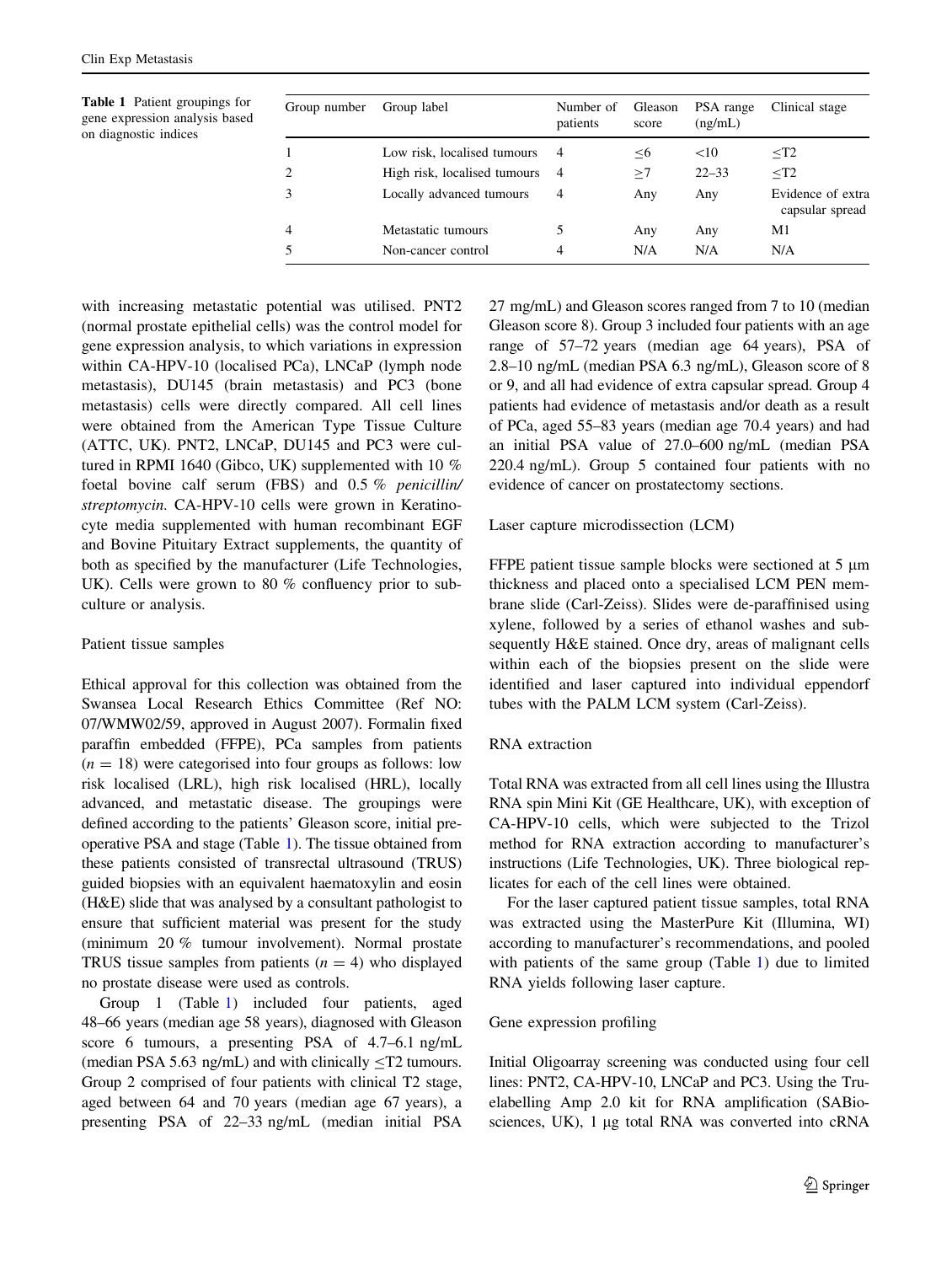**Table 1** Patient groupings for gene expression analysis based on diagnostic indices

| Group number | Group label | Number of patients | Gleason score | PSA range (ng/mL) | Clinical stage |
|---|---|---|---|---|---|
| 1 | Low risk, localised tumours | 4 | ≤6 | <10 | ≤T2 |
| 2 | High risk, localised tumours | 4 | ≥7 | 22–33 | ≤T2 |
| 3 | Locally advanced tumours | 4 | Any | Any | Evidence of extra capsular spread |
| 4 | Metastatic tumours | 5 | Any | Any | M1 |
| 5 | Non-cancer control | 4 | N/A | N/A | N/A |

with increasing metastatic potential was utilised. PNT2 (normal prostate epithelial cells) was the control model for gene expression analysis, to which variations in expression within CA-HPV-10 (localised PCa), LNCaP (lymph node metastasis), DU145 (brain metastasis) and PC3 (bone metastasis) cells were directly compared. All cell lines were obtained from the American Type Tissue Culture (ATTC, UK). PNT2, LNCaP, DU145 and PC3 were cultured in RPMI 1640 (Gibco, UK) supplemented with 10 % foetal bovine calf serum (FBS) and 0.5 % *penicillin/streptomycin*. CA-HPV-10 cells were grown in Keratinocyte media supplemented with human recombinant EGF and Bovine Pituitary Extract supplements, the quantity of both as specified by the manufacturer (Life Technologies, UK). Cells were grown to 80 % confluency prior to subculture or analysis.

### Patient tissue samples

Ethical approval for this collection was obtained from the Swansea Local Research Ethics Committee (Ref NO: 07/WMW02/59, approved in August 2007). Formalin fixed paraffin embedded (FFPE), PCa samples from patients ($n = 18$) were categorised into four groups as follows: low risk localised (LRL), high risk localised (HRL), locally advanced, and metastatic disease. The groupings were defined according to the patients' Gleason score, initial preoperative PSA and stage (Table 1). The tissue obtained from these patients consisted of transrectal ultrasound (TRUS) guided biopsies with an equivalent haematoxylin and eosin (H&E) slide that was analysed by a consultant pathologist to ensure that sufficient material was present for the study (minimum 20 % tumour involvement). Normal prostate TRUS tissue samples from patients ($n = 4$) who displayed no prostate disease were used as controls.

Group 1 (Table 1) included four patients, aged 48–66 years (median age 58 years), diagnosed with Gleason score 6 tumours, a presenting PSA of 4.7–6.1 ng/mL (median PSA 5.63 ng/mL) and with clinically ≤T2 tumours. Group 2 comprised of four patients with clinical T2 stage, aged between 64 and 70 years (median age 67 years), a presenting PSA of 22–33 ng/mL (median initial PSA 27 mg/mL) and Gleason scores ranged from 7 to 10 (median Gleason score 8). Group 3 included four patients with an age range of 57–72 years (median age 64 years), PSA of 2.8–10 ng/mL (median PSA 6.3 ng/mL), Gleason score of 8 or 9, and all had evidence of extra capsular spread. Group 4 patients had evidence of metastasis and/or death as a result of PCa, aged 55–83 years (median age 70.4 years) and had an initial PSA value of 27.0–600 ng/mL (median PSA 220.4 ng/mL). Group 5 contained four patients with no evidence of cancer on prostatectomy sections.

### Laser capture microdissection (LCM)

FFPE patient tissue sample blocks were sectioned at 5 μm thickness and placed onto a specialised LCM PEN membrane slide (Carl-Zeiss). Slides were de-paraffinised using xylene, followed by a series of ethanol washes and subsequently H&E stained. Once dry, areas of malignant cells within each of the biopsies present on the slide were identified and laser captured into individual eppendorf tubes with the PALM LCM system (Carl-Zeiss).

### RNA extraction

Total RNA was extracted from all cell lines using the Illustra RNA spin Mini Kit (GE Healthcare, UK), with exception of CA-HPV-10 cells, which were subjected to the Trizol method for RNA extraction according to manufacturer's instructions (Life Technologies, UK). Three biological replicates for each of the cell lines were obtained.

For the laser captured patient tissue samples, total RNA was extracted using the MasterPure Kit (Illumina, WI) according to manufacturer's recommendations, and pooled with patients of the same group (Table 1) due to limited RNA yields following laser capture.

### Gene expression profiling

Initial Oligoarray screening was conducted using four cell lines: PNT2, CA-HPV-10, LNCaP and PC3. Using the Truelabelling Amp 2.0 kit for RNA amplification (SABiosciences, UK), 1 μg total RNA was converted into cRNA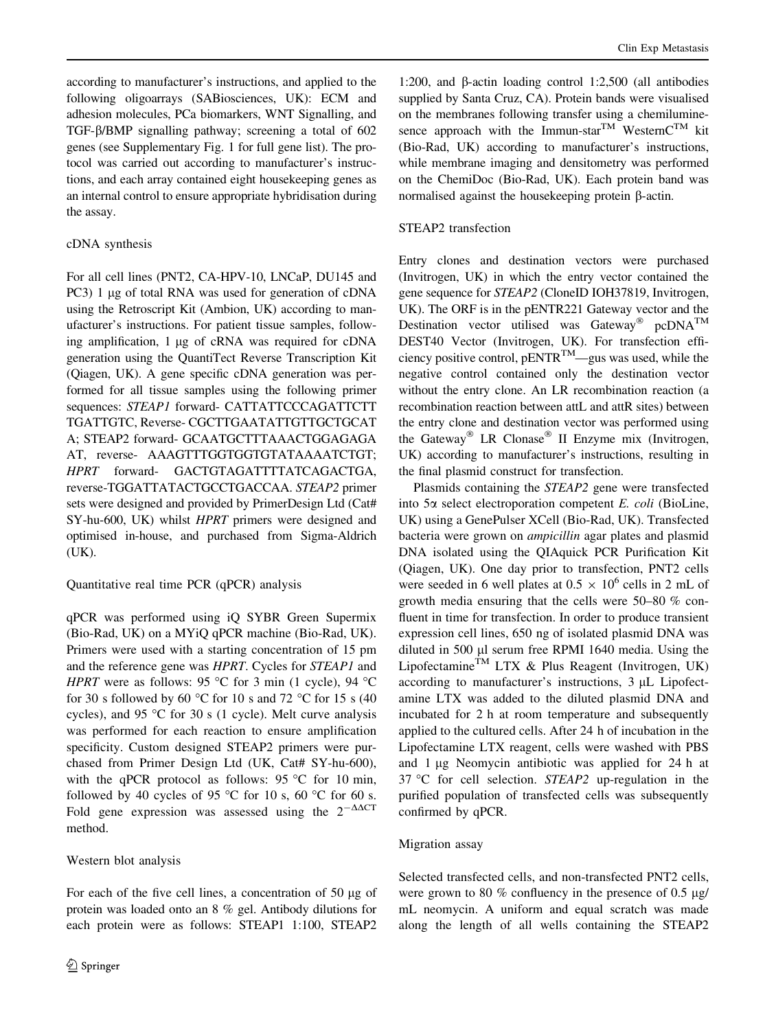according to manufacturer's instructions, and applied to the following oligoarrays (SABiosciences, UK): ECM and adhesion molecules, PCa biomarkers, WNT Signalling, and TGF-β/BMP signalling pathway; screening a total of 602 genes (see Supplementary Fig. 1 for full gene list). The protocol was carried out according to manufacturer's instructions, and each array contained eight housekeeping genes as an internal control to ensure appropriate hybridisation during the assay.

### cDNA synthesis

For all cell lines (PNT2, CA-HPV-10, LNCaP, DU145 and PC3) 1 μg of total RNA was used for generation of cDNA using the Retroscript Kit (Ambion, UK) according to manufacturer's instructions. For patient tissue samples, following amplification, 1 μg of cRNA was required for cDNA generation using the QuantiTect Reverse Transcription Kit (Qiagen, UK). A gene specific cDNA generation was performed for all tissue samples using the following primer sequences: *STEAP1* forward- CATTATTCCCAGATTCTT TGATTGTC, Reverse- CGCTTGAATATTGTTGCTGCAT A; STEAP2 forward- GCAATGCTTTAAACTGGAGAGA AT, reverse- AAAGTTTGGTGGTGTATAAAATCTGT; *HPRT* forward- GACTGTAGATTTTATCAGACTGA, reverse-TGGATTATACTGCCTGACCAA. *STEAP2* primer sets were designed and provided by PrimerDesign Ltd (Cat# SY-hu-600, UK) whilst *HPRT* primers were designed and optimised in-house, and purchased from Sigma-Aldrich (UK).

### Quantitative real time PCR (qPCR) analysis

qPCR was performed using iQ SYBR Green Supermix (Bio-Rad, UK) on a MYiQ qPCR machine (Bio-Rad, UK). Primers were used with a starting concentration of 15 pm and the reference gene was *HPRT*. Cycles for *STEAP1* and *HPRT* were as follows: 95 °C for 3 min (1 cycle), 94 °C for 30 s followed by 60 °C for 10 s and 72 °C for 15 s (40 cycles), and 95 °C for 30 s (1 cycle). Melt curve analysis was performed for each reaction to ensure amplification specificity. Custom designed STEAP2 primers were purchased from Primer Design Ltd (UK, Cat# SY-hu-600), with the qPCR protocol as follows: 95 °C for 10 min, followed by 40 cycles of 95 °C for 10 s, 60 °C for 60 s. Fold gene expression was assessed using the $2^{-\Delta\Delta CT}$ method.

### Western blot analysis

For each of the five cell lines, a concentration of 50 μg of protein was loaded onto an 8 % gel. Antibody dilutions for each protein were as follows: STEAP1 1:100, STEAP2 1:200, and β-actin loading control 1:2,500 (all antibodies supplied by Santa Cruz, CA). Protein bands were visualised on the membranes following transfer using a chemiluminesence approach with the Immun-star™ WesternC™ kit (Bio-Rad, UK) according to manufacturer's instructions, while membrane imaging and densitometry was performed on the ChemiDoc (Bio-Rad, UK). Each protein band was normalised against the housekeeping protein β-actin.

### STEAP2 transfection

Entry clones and destination vectors were purchased (Invitrogen, UK) in which the entry vector contained the gene sequence for *STEAP2* (CloneID IOH37819, Invitrogen, UK). The ORF is in the pENTR221 Gateway vector and the Destination vector utilised was Gateway® pcDNA™ DEST40 Vector (Invitrogen, UK). For transfection efficiency positive control, pENTR™—gus was used, while the negative control contained only the destination vector without the entry clone. An LR recombination reaction (a recombination reaction between attL and attR sites) between the entry clone and destination vector was performed using the Gateway® LR Clonase® II Enzyme mix (Invitrogen, UK) according to manufacturer's instructions, resulting in the final plasmid construct for transfection.

Plasmids containing the *STEAP2* gene were transfected into 5α select electroporation competent *E. coli* (BioLine, UK) using a GenePulser XCell (Bio-Rad, UK). Transfected bacteria were grown on *ampicillin* agar plates and plasmid DNA isolated using the QIAquick PCR Purification Kit (Qiagen, UK). One day prior to transfection, PNT2 cells were seeded in 6 well plates at $0.5 \times 10^6$ cells in 2 mL of growth media ensuring that the cells were 50–80 % confluent in time for transfection. In order to produce transient expression cell lines, 650 ng of isolated plasmid DNA was diluted in 500 μl serum free RPMI 1640 media. Using the Lipofectamine™ LTX & Plus Reagent (Invitrogen, UK) according to manufacturer's instructions, 3 μL Lipofectamine LTX was added to the diluted plasmid DNA and incubated for 2 h at room temperature and subsequently applied to the cultured cells. After 24 h of incubation in the Lipofectamine LTX reagent, cells were washed with PBS and 1 μg Neomycin antibiotic was applied for 24 h at 37 °C for cell selection. *STEAP2* up-regulation in the purified population of transfected cells was subsequently confirmed by qPCR.

### Migration assay

Selected transfected cells, and non-transfected PNT2 cells, were grown to 80 % confluency in the presence of 0.5 μg/mL neomycin. A uniform and equal scratch was made along the length of all wells containing the STEAP2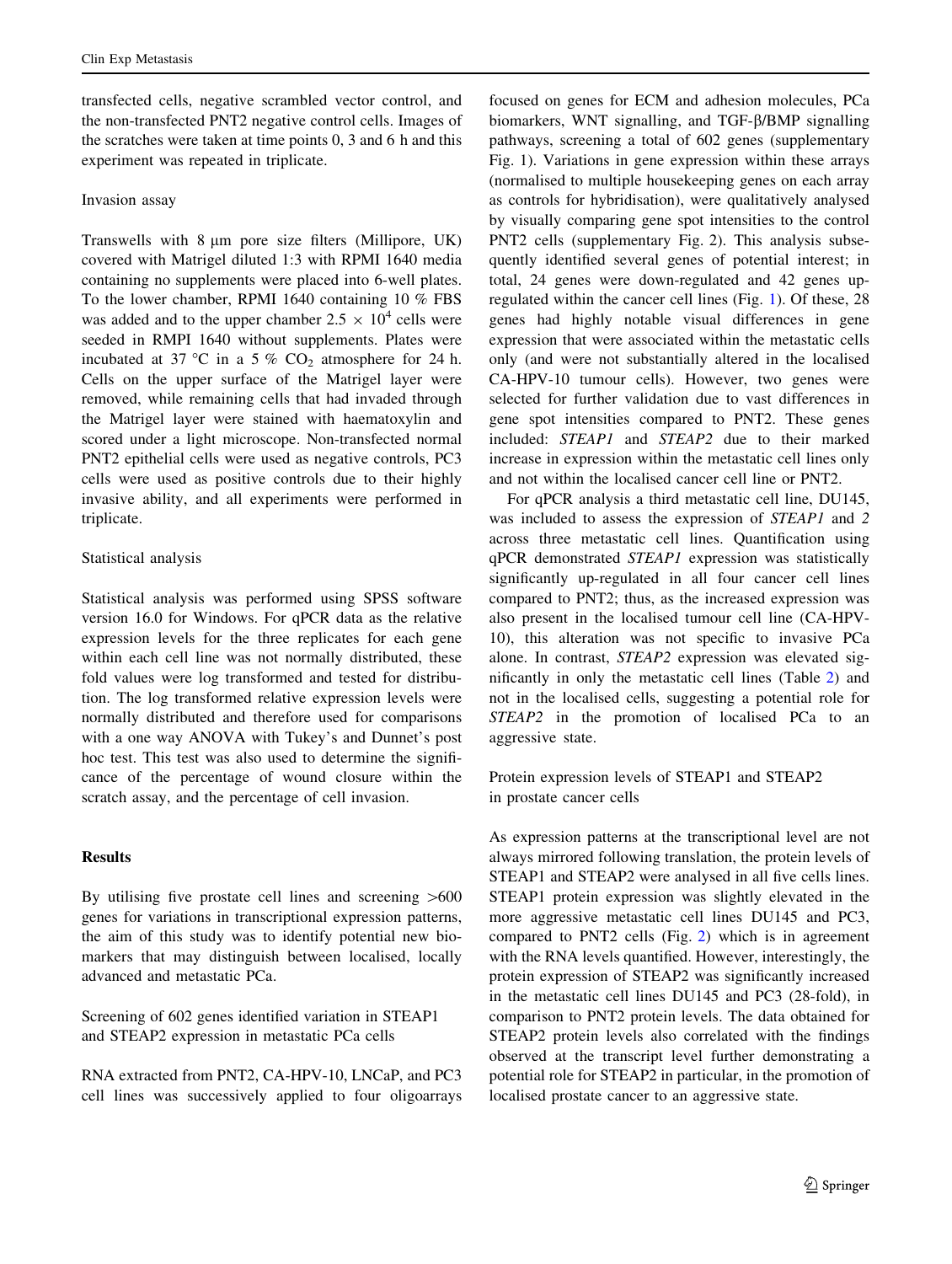transfected cells, negative scrambled vector control, and the non-transfected PNT2 negative control cells. Images of the scratches were taken at time points 0, 3 and 6 h and this experiment was repeated in triplicate.

### Invasion assay

Transwells with 8 μm pore size filters (Millipore, UK) covered with Matrigel diluted 1:3 with RPMI 1640 media containing no supplements were placed into 6-well plates. To the lower chamber, RPMI 1640 containing 10 % FBS was added and to the upper chamber $2.5 \times 10^4$ cells were seeded in RMPI 1640 without supplements. Plates were incubated at 37 °C in a 5 % $CO_2$ atmosphere for 24 h. Cells on the upper surface of the Matrigel layer were removed, while remaining cells that had invaded through the Matrigel layer were stained with haematoxylin and scored under a light microscope. Non-transfected normal PNT2 epithelial cells were used as negative controls, PC3 cells were used as positive controls due to their highly invasive ability, and all experiments were performed in triplicate.

### Statistical analysis

Statistical analysis was performed using SPSS software version 16.0 for Windows. For qPCR data as the relative expression levels for the three replicates for each gene within each cell line was not normally distributed, these fold values were log transformed and tested for distribution. The log transformed relative expression levels were normally distributed and therefore used for comparisons with a one way ANOVA with Tukey's and Dunnet's post hoc test. This test was also used to determine the significance of the percentage of wound closure within the scratch assay, and the percentage of cell invasion.

## Results

By utilising five prostate cell lines and screening >600 genes for variations in transcriptional expression patterns, the aim of this study was to identify potential new biomarkers that may distinguish between localised, locally advanced and metastatic PCa.

### Screening of 602 genes identified variation in STEAP1 and STEAP2 expression in metastatic PCa cells

RNA extracted from PNT2, CA-HPV-10, LNCaP, and PC3 cell lines was successively applied to four oligoarrays focused on genes for ECM and adhesion molecules, PCa biomarkers, WNT signalling, and TGF-β/BMP signalling pathways, screening a total of 602 genes (supplementary Fig. 1). Variations in gene expression within these arrays (normalised to multiple housekeeping genes on each array as controls for hybridisation), were qualitatively analysed by visually comparing gene spot intensities to the control PNT2 cells (supplementary Fig. 2). This analysis subsequently identified several genes of potential interest; in total, 24 genes were down-regulated and 42 genes up-regulated within the cancer cell lines (Fig. 1). Of these, 28 genes had highly notable visual differences in gene expression that were associated within the metastatic cells only (and were not substantially altered in the localised CA-HPV-10 tumour cells). However, two genes were selected for further validation due to vast differences in gene spot intensities compared to PNT2. These genes included: *STEAP1* and *STEAP2* due to their marked increase in expression within the metastatic cell lines only and not within the localised cancer cell line or PNT2.

For qPCR analysis a third metastatic cell line, DU145, was included to assess the expression of *STEAP1* and *2* across three metastatic cell lines. Quantification using qPCR demonstrated *STEAP1* expression was statistically significantly up-regulated in all four cancer cell lines compared to PNT2; thus, as the increased expression was also present in the localised tumour cell line (CA-HPV-10), this alteration was not specific to invasive PCa alone. In contrast, *STEAP2* expression was elevated significantly in only the metastatic cell lines (Table 2) and not in the localised cells, suggesting a potential role for *STEAP2* in the promotion of localised PCa to an aggressive state.

### Protein expression levels of STEAP1 and STEAP2 in prostate cancer cells

As expression patterns at the transcriptional level are not always mirrored following translation, the protein levels of STEAP1 and STEAP2 were analysed in all five cells lines. STEAP1 protein expression was slightly elevated in the more aggressive metastatic cell lines DU145 and PC3, compared to PNT2 cells (Fig. 2) which is in agreement with the RNA levels quantified. However, interestingly, the protein expression of STEAP2 was significantly increased in the metastatic cell lines DU145 and PC3 (28-fold), in comparison to PNT2 protein levels. The data obtained for STEAP2 protein levels also correlated with the findings observed at the transcript level further demonstrating a potential role for STEAP2 in particular, in the promotion of localised prostate cancer to an aggressive state.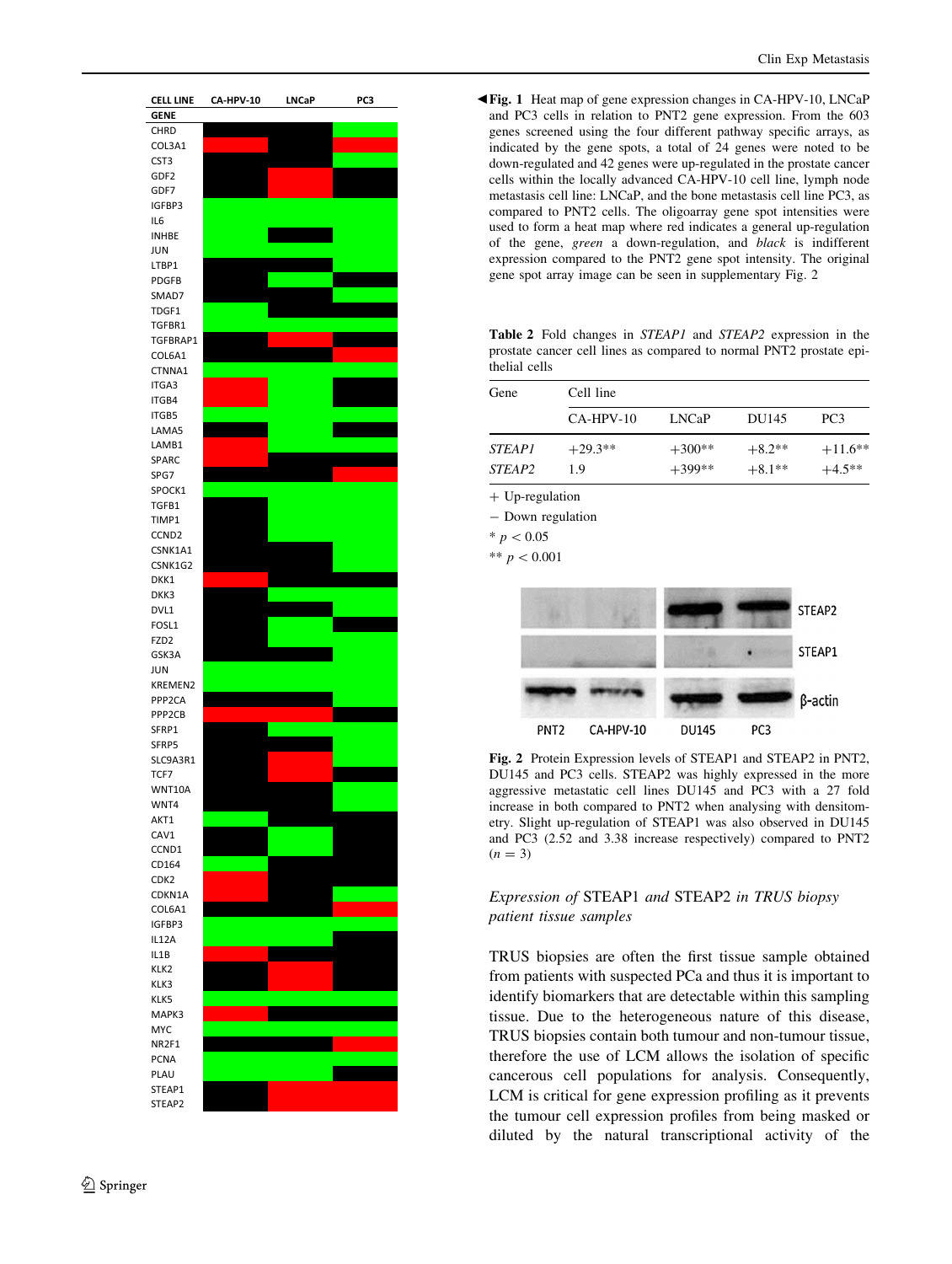◀**Fig. 1** Heat map of gene expression changes in CA-HPV-10, LNCaP and PC3 cells in relation to PNT2 gene expression. From the 603 genes screened using the four different pathway specific arrays, as indicated by the gene spots, a total of 24 genes were noted to be down-regulated and 42 genes were up-regulated in the prostate cancer cells within the locally advanced CA-HPV-10 cell line, lymph node metastasis cell line: LNCaP, and the bone metastasis cell line PC3, as compared to PNT2 cells. The oligoarray gene spot intensities were used to form a heat map where red indicates a general up-regulation of the gene, *green* a down-regulation, and *black* is indifferent expression compared to the PNT2 gene spot intensity. The original gene spot array image can be seen in supplementary Fig. 2

**Table 2** Fold changes in *STEAP1* and *STEAP2* expression in the prostate cancer cell lines as compared to normal PNT2 prostate epithelial cells

| Gene | Cell line | | | |
|---|---|---|---|---|
| | CA-HPV-10 | LNCaP | DU145 | PC3 |
| *STEAP1* | +29.3** | +300** | +8.2** | +11.6** |
| *STEAP2* | 1.9 | +399** | +8.1** | +4.5** |

\+ Up-regulation

− Down regulation

\* $p < 0.05$

\*\* $p < 0.001$

**Fig. 2** Protein Expression levels of STEAP1 and STEAP2 in PNT2, DU145 and PC3 cells. STEAP2 was highly expressed in the more aggressive metastatic cell lines DU145 and PC3 with a 27 fold increase in both compared to PNT2 when analysing with densitometry. Slight up-regulation of STEAP1 was also observed in DU145 and PC3 (2.52 and 3.38 increase respectively) compared to PNT2 ($n = 3$)

### *Expression of* STEAP1 *and* STEAP2 *in TRUS biopsy patient tissue samples*

TRUS biopsies are often the first tissue sample obtained from patients with suspected PCa and thus it is important to identify biomarkers that are detectable within this sampling tissue. Due to the heterogeneous nature of this disease, TRUS biopsies contain both tumour and non-tumour tissue, therefore the use of LCM allows the isolation of specific cancerous cell populations for analysis. Consequently, LCM is critical for gene expression profiling as it prevents the tumour cell expression profiles from being masked or diluted by the natural transcriptional activity of the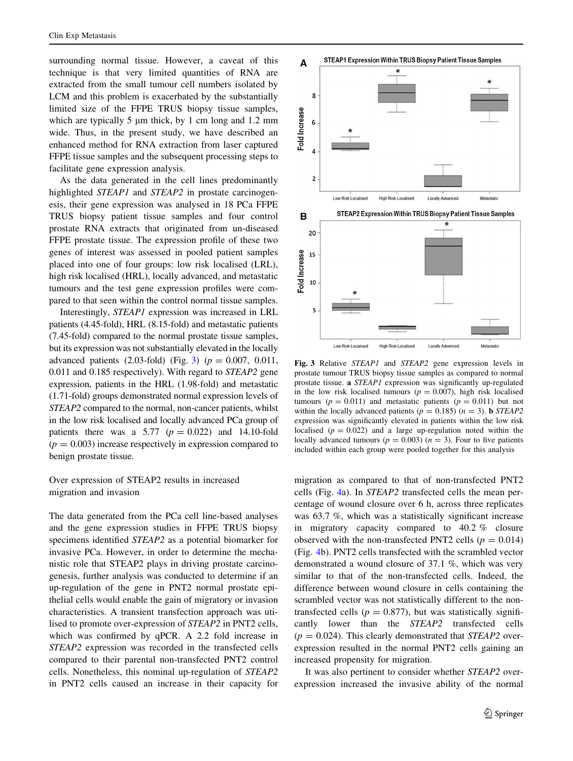surrounding normal tissue. However, a caveat of this technique is that very limited quantities of RNA are extracted from the small tumour cell numbers isolated by LCM and this problem is exacerbated by the substantially limited size of the FFPE TRUS biopsy tissue samples, which are typically 5 μm thick, by 1 cm long and 1.2 mm wide. Thus, in the present study, we have described an enhanced method for RNA extraction from laser captured FFPE tissue samples and the subsequent processing steps to facilitate gene expression analysis.

As the data generated in the cell lines predominantly highlighted *STEAP1* and *STEAP2* in prostate carcinogenesis, their gene expression was analysed in 18 PCa FFPE TRUS biopsy patient tissue samples and four control prostate RNA extracts that originated from un-diseased FFPE prostate tissue. The expression profile of these two genes of interest was assessed in pooled patient samples placed into one of four groups: low risk localised (LRL), high risk localised (HRL), locally advanced, and metastatic tumours and the test gene expression profiles were compared to that seen within the control normal tissue samples.

Interestingly, *STEAP1* expression was increased in LRL patients (4.45-fold), HRL (8.15-fold) and metastatic patients (7.45-fold) compared to the normal prostate tissue samples, but its expression was not substantially elevated in the locally advanced patients (2.03-fold) (Fig. 3) ($p = 0.007$, 0.011, 0.011 and 0.185 respectively). With regard to *STEAP2* gene expression, patients in the HRL (1.98-fold) and metastatic (1.71-fold) groups demonstrated normal expression levels of *STEAP2* compared to the normal, non-cancer patients, whilst in the low risk localised and locally advanced PCa group of patients there was a 5.77 ($p = 0.022$) and 14.10-fold ($p = 0.003$) increase respectively in expression compared to benign prostate tissue.

**Fig. 3** Relative *STEAP1* and *STEAP2* gene expression levels in prostate tumour TRUS biopsy tissue samples as compared to normal prostate tissue. **a** *STEAP1* expression was significantly up-regulated in the low risk localised tumours ($p = 0.007$), high risk localised tumours ($p = 0.011$) and metastatic patients ($p = 0.011$) but not within the locally advanced patients ($p = 0.185$) ($n = 3$). **b** *STEAP2* expression was significantly elevated in patients within the low risk localised ($p = 0.022$) and a large up-regulation noted within the locally advanced tumours ($p = 0.003$) ($n = 3$). Four to five patients included within each group were pooled together for this analysis

## Over expression of STEAP2 results in increased migration and invasion

The data generated from the PCa cell line-based analyses and the gene expression studies in FFPE TRUS biopsy specimens identified *STEAP2* as a potential biomarker for invasive PCa. However, in order to determine the mechanistic role that STEAP2 plays in driving prostate carcinogenesis, further analysis was conducted to determine if an up-regulation of the gene in PNT2 normal prostate epithelial cells would enable the gain of migratory or invasion characteristics. A transient transfection approach was utilised to promote over-expression of *STEAP2* in PNT2 cells, which was confirmed by qPCR. A 2.2 fold increase in *STEAP2* expression was recorded in the transfected cells compared to their parental non-transfected PNT2 control cells. Nonetheless, this nominal up-regulation of *STEAP2* in PNT2 cells caused an increase in their capacity for migration as compared to that of non-transfected PNT2 cells (Fig. 4a). In *STEAP2* transfected cells the mean percentage of wound closure over 6 h, across three replicates was 63.7 %, which was a statistically significant increase in migratory capacity compared to 40.2 % closure observed with the non-transfected PNT2 cells ($p = 0.014$) (Fig. 4b). PNT2 cells transfected with the scrambled vector demonstrated a wound closure of 37.1 %, which was very similar to that of the non-transfected cells. Indeed, the difference between wound closure in cells containing the scrambled vector was not statistically different to the non-transfected cells ($p = 0.877$), but was statistically significantly lower than the *STEAP2* transfected cells ($p = 0.024$). This clearly demonstrated that *STEAP2* over-expression resulted in the normal PNT2 cells gaining an increased propensity for migration.

It was also pertinent to consider whether *STEAP2* over-expression increased the invasive ability of the normal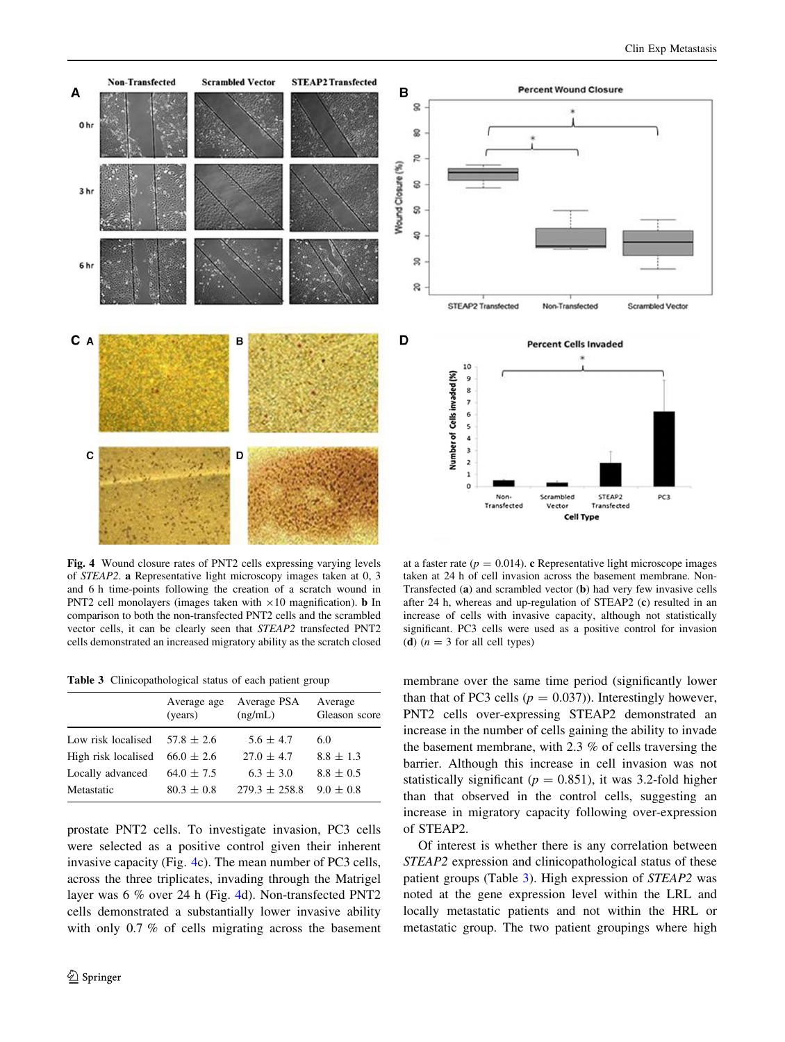**Fig. 4** Wound closure rates of PNT2 cells expressing varying levels of *STEAP2*. **a** Representative light microscopy images taken at 0, 3 and 6 h time-points following the creation of a scratch wound in PNT2 cell monolayers (images taken with ×10 magnification). **b** In comparison to both the non-transfected PNT2 cells and the scrambled vector cells, it can be clearly seen that *STEAP2* transfected PNT2 cells demonstrated an increased migratory ability as the scratch closed at a faster rate ($p = 0.014$). **c** Representative light microscope images taken at 24 h of cell invasion across the basement membrane. Non-Transfected (**a**) and scrambled vector (**b**) had very few invasive cells after 24 h, whereas and up-regulation of STEAP2 (**c**) resulted in an increase of cells with invasive capacity, although not statistically significant. PC3 cells were used as a positive control for invasion (**d**) ($n = 3$ for all cell types)

**Table 3** Clinicopathological status of each patient group

| | Average age (years) | Average PSA (ng/mL) | Average Gleason score |
|---|---|---|---|
| Low risk localised | 57.8 ± 2.6 | 5.6 ± 4.7 | 6.0 |
| High risk localised | 66.0 ± 2.6 | 27.0 ± 4.7 | 8.8 ± 1.3 |
| Locally advanced | 64.0 ± 7.5 | 6.3 ± 3.0 | 8.8 ± 0.5 |
| Metastatic | 80.3 ± 0.8 | 279.3 ± 258.8 | 9.0 ± 0.8 |

prostate PNT2 cells. To investigate invasion, PC3 cells were selected as a positive control given their inherent invasive capacity (Fig. 4c). The mean number of PC3 cells, across the three triplicates, invading through the Matrigel layer was 6 % over 24 h (Fig. 4d). Non-transfected PNT2 cells demonstrated a substantially lower invasive ability with only 0.7 % of cells migrating across the basement membrane over the same time period (significantly lower than that of PC3 cells ($p = 0.037$)). Interestingly however, PNT2 cells over-expressing STEAP2 demonstrated an increase in the number of cells gaining the ability to invade the basement membrane, with 2.3 % of cells traversing the barrier. Although this increase in cell invasion was not statistically significant ($p = 0.851$), it was 3.2-fold higher than that observed in the control cells, suggesting an increase in migratory capacity following over-expression of STEAP2.

Of interest is whether there is any correlation between *STEAP2* expression and clinicopathological status of these patient groups (Table 3). High expression of *STEAP2* was noted at the gene expression level within the LRL and locally metastatic patients and not within the HRL or metastatic group. The two patient groupings where high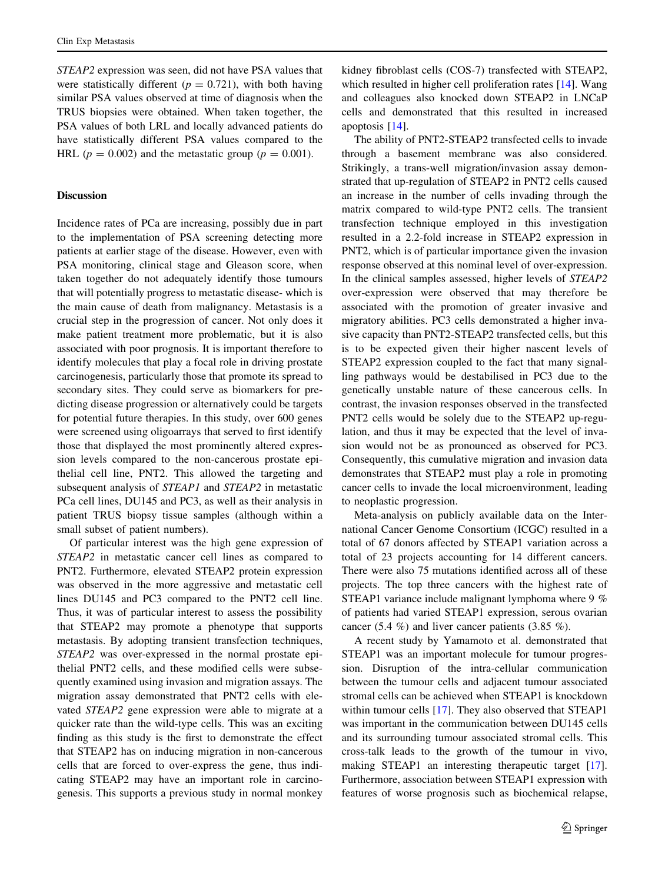*STEAP2* expression was seen, did not have PSA values that were statistically different ($p = 0.721$), with both having similar PSA values observed at time of diagnosis when the TRUS biopsies were obtained. When taken together, the PSA values of both LRL and locally advanced patients do have statistically different PSA values compared to the HRL ($p = 0.002$) and the metastatic group ($p = 0.001$).

## Discussion

Incidence rates of PCa are increasing, possibly due in part to the implementation of PSA screening detecting more patients at earlier stage of the disease. However, even with PSA monitoring, clinical stage and Gleason score, when taken together do not adequately identify those tumours that will potentially progress to metastatic disease- which is the main cause of death from malignancy. Metastasis is a crucial step in the progression of cancer. Not only does it make patient treatment more problematic, but it is also associated with poor prognosis. It is important therefore to identify molecules that play a focal role in driving prostate carcinogenesis, particularly those that promote its spread to secondary sites. They could serve as biomarkers for predicting disease progression or alternatively could be targets for potential future therapies. In this study, over 600 genes were screened using oligoarrays that served to first identify those that displayed the most prominently altered expression levels compared to the non-cancerous prostate epithelial cell line, PNT2. This allowed the targeting and subsequent analysis of *STEAP1* and *STEAP2* in metastatic PCa cell lines, DU145 and PC3, as well as their analysis in patient TRUS biopsy tissue samples (although within a small subset of patient numbers).

Of particular interest was the high gene expression of *STEAP2* in metastatic cancer cell lines as compared to PNT2. Furthermore, elevated STEAP2 protein expression was observed in the more aggressive and metastatic cell lines DU145 and PC3 compared to the PNT2 cell line. Thus, it was of particular interest to assess the possibility that STEAP2 may promote a phenotype that supports metastasis. By adopting transient transfection techniques, *STEAP2* was over-expressed in the normal prostate epithelial PNT2 cells, and these modified cells were subsequently examined using invasion and migration assays. The migration assay demonstrated that PNT2 cells with elevated *STEAP2* gene expression were able to migrate at a quicker rate than the wild-type cells. This was an exciting finding as this study is the first to demonstrate the effect that STEAP2 has on inducing migration in non-cancerous cells that are forced to over-express the gene, thus indicating STEAP2 may have an important role in carcinogenesis. This supports a previous study in normal monkey kidney fibroblast cells (COS-7) transfected with STEAP2, which resulted in higher cell proliferation rates [14]. Wang and colleagues also knocked down STEAP2 in LNCaP cells and demonstrated that this resulted in increased apoptosis [14].

The ability of PNT2-STEAP2 transfected cells to invade through a basement membrane was also considered. Strikingly, a trans-well migration/invasion assay demonstrated that up-regulation of STEAP2 in PNT2 cells caused an increase in the number of cells invading through the matrix compared to wild-type PNT2 cells. The transient transfection technique employed in this investigation resulted in a 2.2-fold increase in STEAP2 expression in PNT2, which is of particular importance given the invasion response observed at this nominal level of over-expression. In the clinical samples assessed, higher levels of *STEAP2* over-expression were observed that may therefore be associated with the promotion of greater invasive and migratory abilities. PC3 cells demonstrated a higher invasive capacity than PNT2-STEAP2 transfected cells, but this is to be expected given their higher nascent levels of STEAP2 expression coupled to the fact that many signalling pathways would be destabilised in PC3 due to the genetically unstable nature of these cancerous cells. In contrast, the invasion responses observed in the transfected PNT2 cells would be solely due to the STEAP2 up-regulation, and thus it may be expected that the level of invasion would not be as pronounced as observed for PC3. Consequently, this cumulative migration and invasion data demonstrates that STEAP2 must play a role in promoting cancer cells to invade the local microenvironment, leading to neoplastic progression.

Meta-analysis on publicly available data on the International Cancer Genome Consortium (ICGC) resulted in a total of 67 donors affected by STEAP1 variation across a total of 23 projects accounting for 14 different cancers. There were also 75 mutations identified across all of these projects. The top three cancers with the highest rate of STEAP1 variance include malignant lymphoma where 9 % of patients had varied STEAP1 expression, serous ovarian cancer (5.4 %) and liver cancer patients (3.85 %).

A recent study by Yamamoto et al. demonstrated that STEAP1 was an important molecule for tumour progression. Disruption of the intra-cellular communication between the tumour cells and adjacent tumour associated stromal cells can be achieved when STEAP1 is knockdown within tumour cells [17]. They also observed that STEAP1 was important in the communication between DU145 cells and its surrounding tumour associated stromal cells. This cross-talk leads to the growth of the tumour in vivo, making STEAP1 an interesting therapeutic target [17]. Furthermore, association between STEAP1 expression with features of worse prognosis such as biochemical relapse,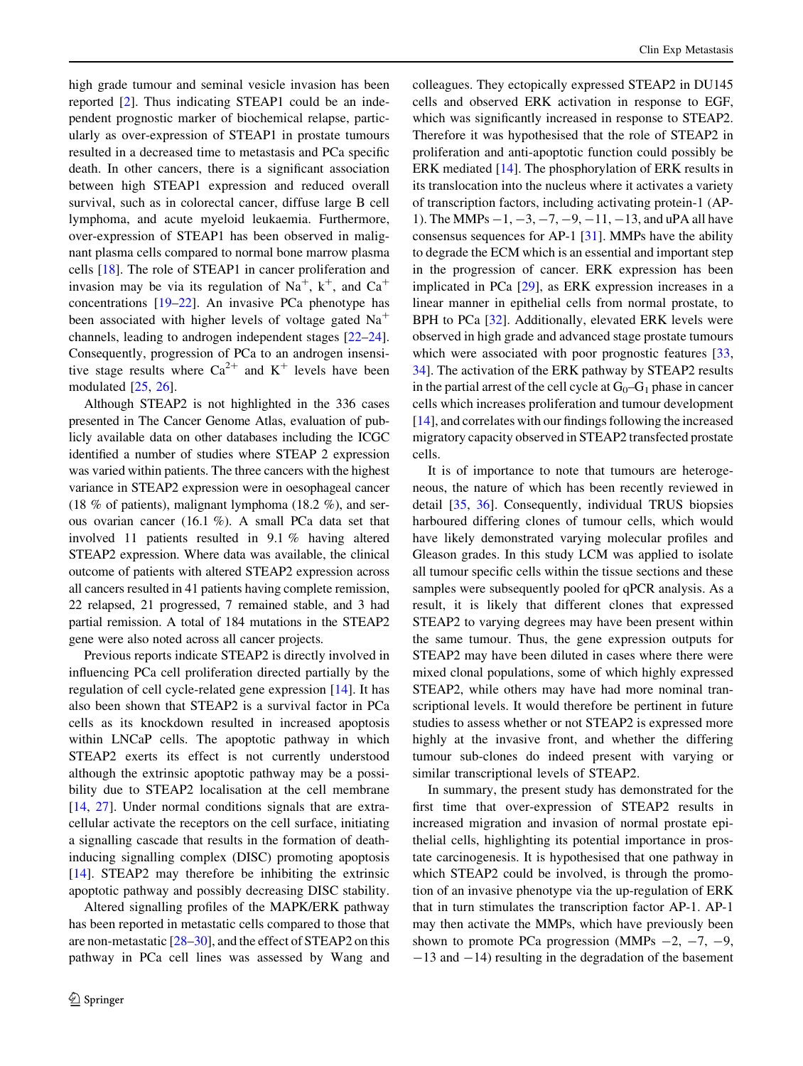high grade tumour and seminal vesicle invasion has been reported [2]. Thus indicating STEAP1 could be an independent prognostic marker of biochemical relapse, particularly as over-expression of STEAP1 in prostate tumours resulted in a decreased time to metastasis and PCa specific death. In other cancers, there is a significant association between high STEAP1 expression and reduced overall survival, such as in colorectal cancer, diffuse large B cell lymphoma, and acute myeloid leukaemia. Furthermore, over-expression of STEAP1 has been observed in malignant plasma cells compared to normal bone marrow plasma cells [18]. The role of STEAP1 in cancer proliferation and invasion may be via its regulation of $Na^{+}$, $k^{+}$, and $Ca^{+}$ concentrations [19–22]. An invasive PCa phenotype has been associated with higher levels of voltage gated $Na^{+}$ channels, leading to androgen independent stages [22–24]. Consequently, progression of PCa to an androgen insensitive stage results where $Ca^{2+}$ and $K^{+}$ levels have been modulated [25, 26].

Although STEAP2 is not highlighted in the 336 cases presented in The Cancer Genome Atlas, evaluation of publicly available data on other databases including the ICGC identified a number of studies where STEAP 2 expression was varied within patients. The three cancers with the highest variance in STEAP2 expression were in oesophageal cancer (18 % of patients), malignant lymphoma (18.2 %), and serous ovarian cancer (16.1 %). A small PCa data set that involved 11 patients resulted in 9.1 % having altered STEAP2 expression. Where data was available, the clinical outcome of patients with altered STEAP2 expression across all cancers resulted in 41 patients having complete remission, 22 relapsed, 21 progressed, 7 remained stable, and 3 had partial remission. A total of 184 mutations in the STEAP2 gene were also noted across all cancer projects.

Previous reports indicate STEAP2 is directly involved in influencing PCa cell proliferation directed partially by the regulation of cell cycle-related gene expression [14]. It has also been shown that STEAP2 is a survival factor in PCa cells as its knockdown resulted in increased apoptosis within LNCaP cells. The apoptotic pathway in which STEAP2 exerts its effect is not currently understood although the extrinsic apoptotic pathway may be a possibility due to STEAP2 localisation at the cell membrane [14, 27]. Under normal conditions signals that are extracellular activate the receptors on the cell surface, initiating a signalling cascade that results in the formation of death-inducing signalling complex (DISC) promoting apoptosis [14]. STEAP2 may therefore be inhibiting the extrinsic apoptotic pathway and possibly decreasing DISC stability.

Altered signalling profiles of the MAPK/ERK pathway has been reported in metastatic cells compared to those that are non-metastatic [28–30], and the effect of STEAP2 on this pathway in PCa cell lines was assessed by Wang and colleagues. They ectopically expressed STEAP2 in DU145 cells and observed ERK activation in response to EGF, which was significantly increased in response to STEAP2. Therefore it was hypothesised that the role of STEAP2 in proliferation and anti-apoptotic function could possibly be ERK mediated [14]. The phosphorylation of ERK results in its translocation into the nucleus where it activates a variety of transcription factors, including activating protein-1 (AP-1). The MMPs −1, −3, −7, −9, −11, −13, and uPA all have consensus sequences for AP-1 [31]. MMPs have the ability to degrade the ECM which is an essential and important step in the progression of cancer. ERK expression has been implicated in PCa [29], as ERK expression increases in a linear manner in epithelial cells from normal prostate, to BPH to PCa [32]. Additionally, elevated ERK levels were observed in high grade and advanced stage prostate tumours which were associated with poor prognostic features [33, 34]. The activation of the ERK pathway by STEAP2 results in the partial arrest of the cell cycle at $G_0$–$G_1$ phase in cancer cells which increases proliferation and tumour development [14], and correlates with our findings following the increased migratory capacity observed in STEAP2 transfected prostate cells.

It is of importance to note that tumours are heterogeneous, the nature of which has been recently reviewed in detail [35, 36]. Consequently, individual TRUS biopsies harboured differing clones of tumour cells, which would have likely demonstrated varying molecular profiles and Gleason grades. In this study LCM was applied to isolate all tumour specific cells within the tissue sections and these samples were subsequently pooled for qPCR analysis. As a result, it is likely that different clones that expressed STEAP2 to varying degrees may have been present within the same tumour. Thus, the gene expression outputs for STEAP2 may have been diluted in cases where there were mixed clonal populations, some of which highly expressed STEAP2, while others may have had more nominal transcriptional levels. It would therefore be pertinent in future studies to assess whether or not STEAP2 is expressed more highly at the invasive front, and whether the differing tumour sub-clones do indeed present with varying or similar transcriptional levels of STEAP2.

In summary, the present study has demonstrated for the first time that over-expression of STEAP2 results in increased migration and invasion of normal prostate epithelial cells, highlighting its potential importance in prostate carcinogenesis. It is hypothesised that one pathway in which STEAP2 could be involved, is through the promotion of an invasive phenotype via the up-regulation of ERK that in turn stimulates the transcription factor AP-1. AP-1 may then activate the MMPs, which have previously been shown to promote PCa progression (MMPs −2, −7, −9, −13 and −14) resulting in the degradation of the basement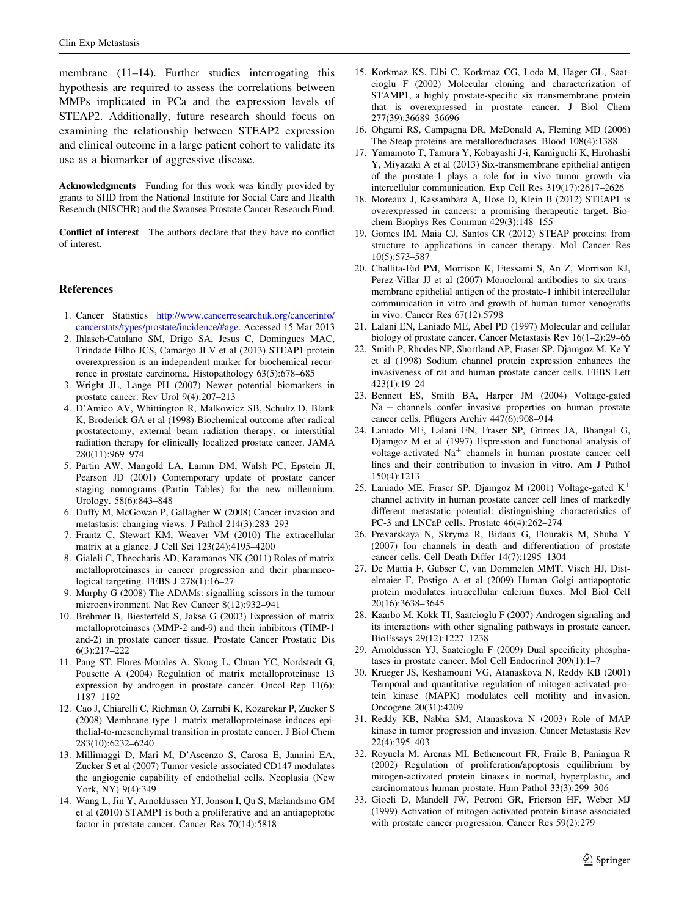membrane (11–14). Further studies interrogating this hypothesis are required to assess the correlations between MMPs implicated in PCa and the expression levels of STEAP2. Additionally, future research should focus on examining the relationship between STEAP2 expression and clinical outcome in a large patient cohort to validate its use as a biomarker of aggressive disease.

**Acknowledgments** Funding for this work was kindly provided by grants to SHD from the National Institute for Social Care and Health Research (NISCHR) and the Swansea Prostate Cancer Research Fund.

**Conflict of interest** The authors declare that they have no conflict of interest.

## References

1. Cancer Statistics http://www.cancerresearchuk.org/cancerinfo/cancerstats/types/prostate/incidence/#age. Accessed 15 Mar 2013
2. Ihlaseh-Catalano SM, Drigo SA, Jesus C, Domingues MAC, Trindade Filho JCS, Camargo JLV et al (2013) STEAP1 protein overexpression is an independent marker for biochemical recurrence in prostate carcinoma. Histopathology 63(5):678–685
3. Wright JL, Lange PH (2007) Newer potential biomarkers in prostate cancer. Rev Urol 9(4):207–213
4. D'Amico AV, Whittington R, Malkowicz SB, Schultz D, Blank K, Broderick GA et al (1998) Biochemical outcome after radical prostatectomy, external beam radiation therapy, or interstitial radiation therapy for clinically localized prostate cancer. JAMA 280(11):969–974
5. Partin AW, Mangold LA, Lamm DM, Walsh PC, Epstein JI, Pearson JD (2001) Contemporary update of prostate cancer staging nomograms (Partin Tables) for the new millennium. Urology. 58(6):843–848
6. Duffy M, McGowan P, Gallagher W (2008) Cancer invasion and metastasis: changing views. J Pathol 214(3):283–293
7. Frantz C, Stewart KM, Weaver VM (2010) The extracellular matrix at a glance. J Cell Sci 123(24):4195–4200
8. Gialeli C, Theocharis AD, Karamanos NK (2011) Roles of matrix metalloproteinases in cancer progression and their pharmacological targeting. FEBS J 278(1):16–27
9. Murphy G (2008) The ADAMs: signalling scissors in the tumour microenvironment. Nat Rev Cancer 8(12):932–941
10. Brehmer B, Biesterfeld S, Jakse G (2003) Expression of matrix metalloproteinases (MMP-2 and-9) and their inhibitors (TIMP-1 and-2) in prostate cancer tissue. Prostate Cancer Prostatic Dis 6(3):217–222
11. Pang ST, Flores-Morales A, Skoog L, Chuan YC, Nordstedt G, Pousette A (2004) Regulation of matrix metalloproteinase 13 expression by androgen in prostate cancer. Oncol Rep 11(6):1187–1192
12. Cao J, Chiarelli C, Richman O, Zarrabi K, Kozarekar P, Zucker S (2008) Membrane type 1 matrix metalloproteinase induces epithelial-to-mesenchymal transition in prostate cancer. J Biol Chem 283(10):6232–6240
13. Millimaggi D, Mari M, D'Ascenzo S, Carosa E, Jannini EA, Zucker S et al (2007) Tumor vesicle-associated CD147 modulates the angiogenic capability of endothelial cells. Neoplasia (New York, NY) 9(4):349
14. Wang L, Jin Y, Arnoldussen YJ, Jonson I, Qu S, Mælandsmo GM et al (2010) STAMP1 is both a proliferative and an antiapoptotic factor in prostate cancer. Cancer Res 70(14):5818
15. Korkmaz KS, Elbi C, Korkmaz CG, Loda M, Hager GL, Saatcioglu F (2002) Molecular cloning and characterization of STAMP1, a highly prostate-specific six transmembrane protein that is overexpressed in prostate cancer. J Biol Chem 277(39):36689–36696
16. Ohgami RS, Campagna DR, McDonald A, Fleming MD (2006) The Steap proteins are metalloreductases. Blood 108(4):1388
17. Yamamoto T, Tamura Y, Kobayashi J-i, Kamiguchi K, Hirohashi Y, Miyazaki A et al (2013) Six-transmembrane epithelial antigen of the prostate-1 plays a role for in vivo tumor growth via intercellular communication. Exp Cell Res 319(17):2617–2626
18. Moreaux J, Kassambara A, Hose D, Klein B (2012) STEAP1 is overexpressed in cancers: a promising therapeutic target. Biochem Biophys Res Commun 429(3):148–155
19. Gomes IM, Maia CJ, Santos CR (2012) STEAP proteins: from structure to applications in cancer therapy. Mol Cancer Res 10(5):573–587
20. Challita-Eid PM, Morrison K, Etessami S, An Z, Morrison KJ, Perez-Villar JJ et al (2007) Monoclonal antibodies to six-transmembrane epithelial antigen of the prostate-1 inhibit intercellular communication in vitro and growth of human tumor xenografts in vivo. Cancer Res 67(12):5798
21. Lalani EN, Laniado ME, Abel PD (1997) Molecular and cellular biology of prostate cancer. Cancer Metastasis Rev 16(1–2):29–66
22. Smith P, Rhodes NP, Shortland AP, Fraser SP, Djamgoz M, Ke Y et al (1998) Sodium channel protein expression enhances the invasiveness of rat and human prostate cancer cells. FEBS Lett 423(1):19–24
23. Bennett ES, Smith BA, Harper JM (2004) Voltage-gated Na + channels confer invasive properties on human prostate cancer cells. Pflügers Archiv 447(6):908–914
24. Laniado ME, Lalani EN, Fraser SP, Grimes JA, Bhangal G, Djamgoz M et al (1997) Expression and functional analysis of voltage-activated $Na^{+}$ channels in human prostate cancer cell lines and their contribution to invasion in vitro. Am J Pathol 150(4):1213
25. Laniado ME, Fraser SP, Djamgoz M (2001) Voltage-gated $K^{+}$ channel activity in human prostate cancer cell lines of markedly different metastatic potential: distinguishing characteristics of PC-3 and LNCaP cells. Prostate 46(4):262–274
26. Prevarskaya N, Skryma R, Bidaux G, Flourakis M, Shuba Y (2007) Ion channels in death and differentiation of prostate cancer cells. Cell Death Differ 14(7):1295–1304
27. De Mattia F, Gubser C, van Dommelen MMT, Visch HJ, Distelmaier F, Postigo A et al (2009) Human Golgi antiapoptotic protein modulates intracellular calcium fluxes. Mol Biol Cell 20(16):3638–3645
28. Kaarbo M, Kokk TI, Saatcioglu F (2007) Androgen signaling and its interactions with other signaling pathways in prostate cancer. BioEssays 29(12):1227–1238
29. Arnoldussen YJ, Saatcioglu F (2009) Dual specificity phosphatases in prostate cancer. Mol Cell Endocrinol 309(1):1–7
30. Krueger JS, Keshamouni VG, Atanaskova N, Reddy KB (2001) Temporal and quantitative regulation of mitogen-activated protein kinase (MAPK) modulates cell motility and invasion. Oncogene 20(31):4209
31. Reddy KB, Nabha SM, Atanaskova N (2003) Role of MAP kinase in tumor progression and invasion. Cancer Metastasis Rev 22(4):395–403
32. Royuela M, Arenas MI, Bethencourt FR, Fraile B, Paniagua R (2002) Regulation of proliferation/apoptosis equilibrium by mitogen-activated protein kinases in normal, hyperplastic, and carcinomatous human prostate. Hum Pathol 33(3):299–306
33. Gioeli D, Mandell JW, Petroni GR, Frierson HF, Weber MJ (1999) Activation of mitogen-activated protein kinase associated with prostate cancer progression. Cancer Res 59(2):279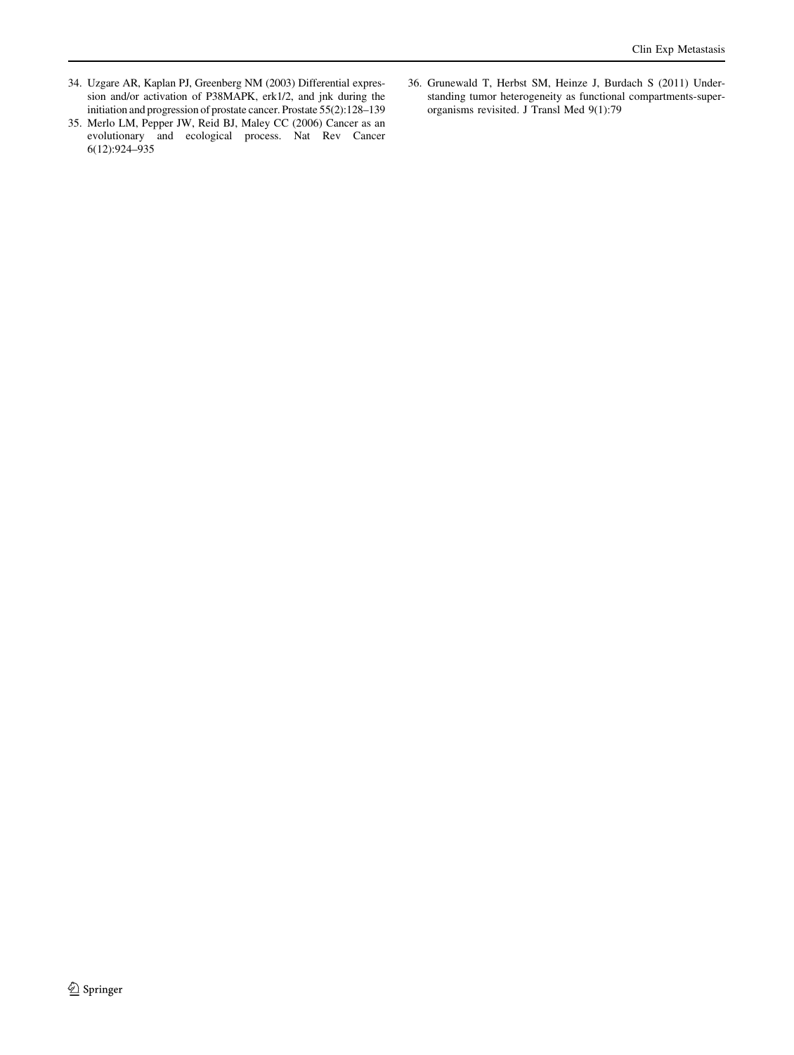34. Uzgare AR, Kaplan PJ, Greenberg NM (2003) Differential expression and/or activation of P38MAPK, erk1/2, and jnk during the initiation and progression of prostate cancer. Prostate 55(2):128–139
35. Merlo LM, Pepper JW, Reid BJ, Maley CC (2006) Cancer as an evolutionary and ecological process. Nat Rev Cancer 6(12):924–935
36. Grunewald T, Herbst SM, Heinze J, Burdach S (2011) Understanding tumor heterogeneity as functional compartments-superorganisms revisited. J Transl Med 9(1):79